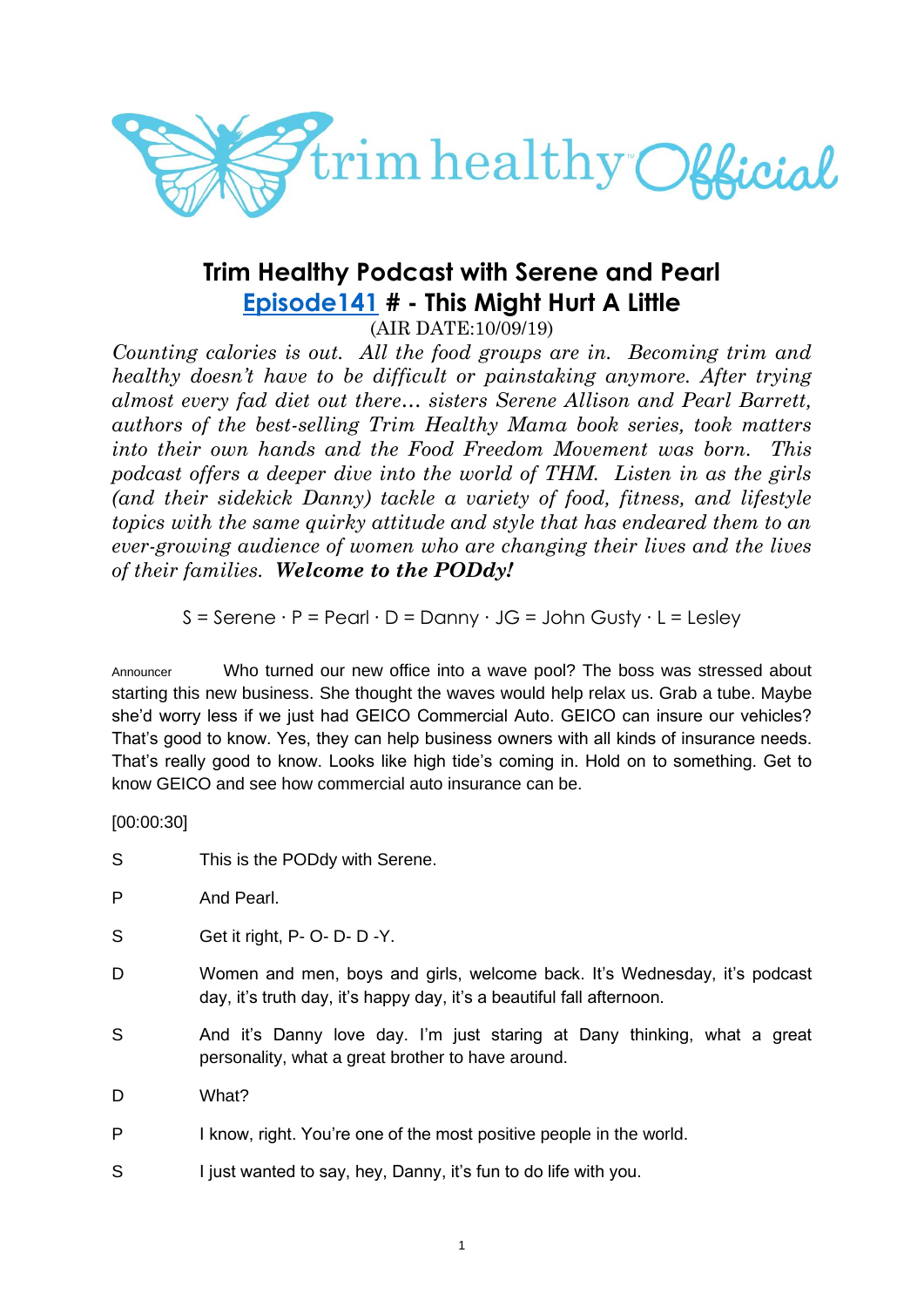# Trim Healthy Podcast with Serene and Pearl

## [Episode141](#) # - This Might Hurt A Little

(AIR DATE:10/09/19)

*Counting calories is out. All the food groups are in. Becoming trim and healthy doesn't have to be difficult or painstaking anymore. After trying almost every fad diet out there… sisters Serene Allison and Pearl Barrett, authors of the best-selling Trim Healthy Mama book series, took matters into their own hands and the Food Freedom Movement was born. This podcast offers a deeper dive into the world of THM. Listen in as the girls (and their sidekick Danny) tackle a variety of food, fitness, and lifestyle topics with the same quirky attitude and style that has endeared them to an ever-growing audience of women who are changing their lives and the lives of their families.* ***Welcome to the PODdy!***

S = Serene · P = Pearl · D = Danny · JG = John Gusty · L = Lesley

Announcer Who turned our new office into a wave pool? The boss was stressed about starting this new business. She thought the waves would help relax us. Grab a tube. Maybe she'd worry less if we just had GEICO Commercial Auto. GEICO can insure our vehicles? That's good to know. Yes, they can help business owners with all kinds of insurance needs. That's really good to know. Looks like high tide's coming in. Hold on to something. Get to know GEICO and see how commercial auto insurance can be.

[00:00:30]

S This is the PODdy with Serene.

P And Pearl.

S Get it right, P- O- D- D -Y.

D Women and men, boys and girls, welcome back. It's Wednesday, it's podcast day, it's truth day, it's happy day, it's a beautiful fall afternoon.

S And it's Danny love day. I'm just staring at Dany thinking, what a great personality, what a great brother to have around.

D What?

P I know, right. You're one of the most positive people in the world.

S I just wanted to say, hey, Danny, it's fun to do life with you.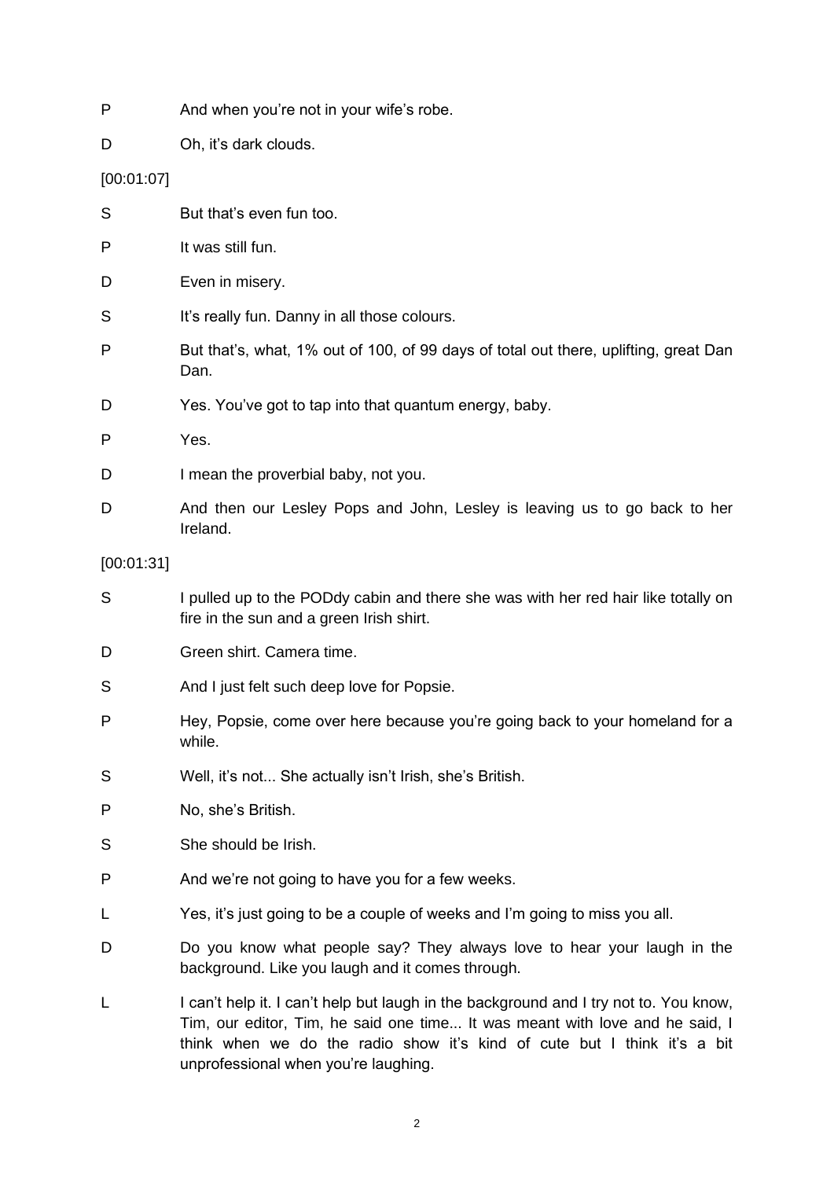P And when you're not in your wife's robe.

D Oh, it's dark clouds.

[00:01:07]

S But that's even fun too.

P It was still fun.

D Even in misery.

S It's really fun. Danny in all those colours.

P But that's, what, 1% out of 100, of 99 days of total out there, uplifting, great Dan Dan.

D Yes. You've got to tap into that quantum energy, baby.

P Yes.

D I mean the proverbial baby, not you.

D And then our Lesley Pops and John, Lesley is leaving us to go back to her Ireland.

[00:01:31]

S I pulled up to the PODdy cabin and there she was with her red hair like totally on fire in the sun and a green Irish shirt.

D Green shirt. Camera time.

S And I just felt such deep love for Popsie.

P Hey, Popsie, come over here because you're going back to your homeland for a while.

S Well, it's not... She actually isn't Irish, she's British.

P No, she's British.

S She should be Irish.

P And we're not going to have you for a few weeks.

L Yes, it's just going to be a couple of weeks and I'm going to miss you all.

D Do you know what people say? They always love to hear your laugh in the background. Like you laugh and it comes through.

L I can't help it. I can't help but laugh in the background and I try not to. You know, Tim, our editor, Tim, he said one time... It was meant with love and he said, I think when we do the radio show it's kind of cute but I think it's a bit unprofessional when you're laughing.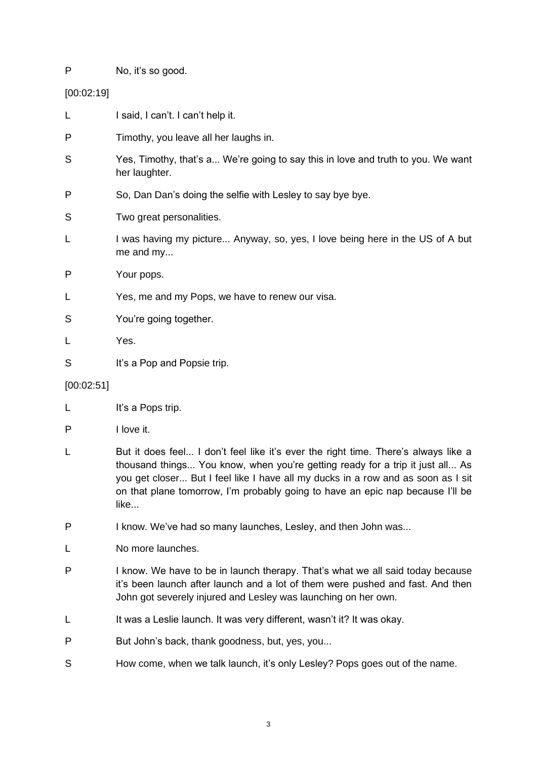P No, it's so good.

[00:02:19]

L I said, I can't. I can't help it.

P Timothy, you leave all her laughs in.

S Yes, Timothy, that's a... We're going to say this in love and truth to you. We want her laughter.

P So, Dan Dan's doing the selfie with Lesley to say bye bye.

S Two great personalities.

L I was having my picture... Anyway, so, yes, I love being here in the US of A but me and my...

P Your pops.

L Yes, me and my Pops, we have to renew our visa.

S You're going together.

L Yes.

S It's a Pop and Popsie trip.

[00:02:51]

L It's a Pops trip.

P I love it.

L But it does feel... I don't feel like it's ever the right time. There's always like a thousand things... You know, when you're getting ready for a trip it just all... As you get closer... But I feel like I have all my ducks in a row and as soon as I sit on that plane tomorrow, I'm probably going to have an epic nap because I'll be like...

P I know. We've had so many launches, Lesley, and then John was...

L No more launches.

P I know. We have to be in launch therapy. That's what we all said today because it's been launch after launch and a lot of them were pushed and fast. And then John got severely injured and Lesley was launching on her own.

L It was a Leslie launch. It was very different, wasn't it? It was okay.

P But John's back, thank goodness, but, yes, you...

S How come, when we talk launch, it's only Lesley? Pops goes out of the name.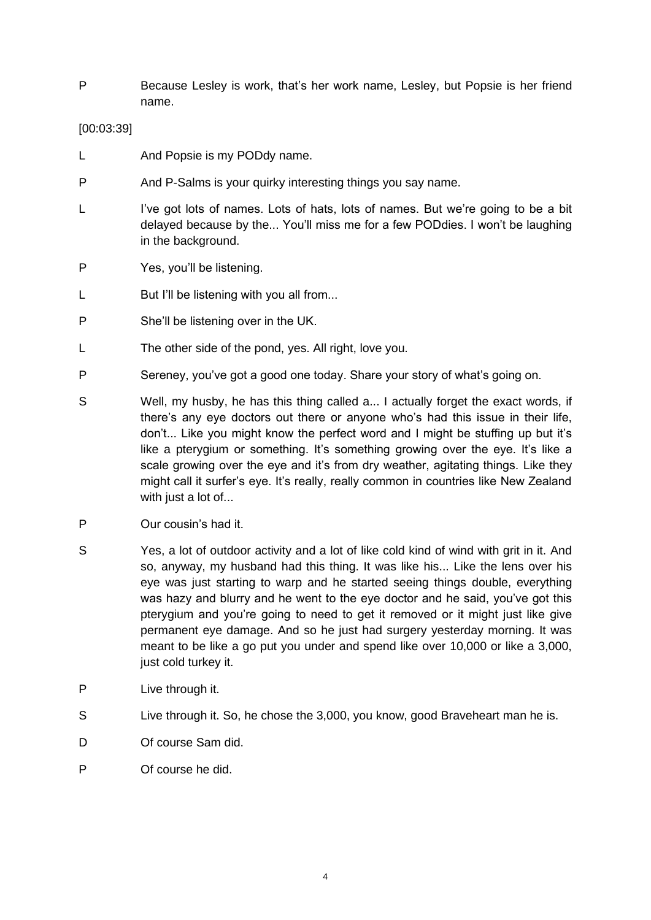P	Because Lesley is work, that's her work name, Lesley, but Popsie is her friend name.

[00:03:39]

L	And Popsie is my PODdy name.

P	And P-Salms is your quirky interesting things you say name.

L	I've got lots of names. Lots of hats, lots of names. But we're going to be a bit delayed because by the... You'll miss me for a few PODdies. I won't be laughing in the background.

P	Yes, you'll be listening.

L	But I'll be listening with you all from...

P	She'll be listening over in the UK.

L	The other side of the pond, yes. All right, love you.

P	Sereney, you've got a good one today. Share your story of what's going on.

S	Well, my husby, he has this thing called a... I actually forget the exact words, if there's any eye doctors out there or anyone who's had this issue in their life, don't... Like you might know the perfect word and I might be stuffing up but it's like a pterygium or something. It's something growing over the eye. It's like a scale growing over the eye and it's from dry weather, agitating things. Like they might call it surfer's eye. It's really, really common in countries like New Zealand with just a lot of...

P	Our cousin's had it.

S	Yes, a lot of outdoor activity and a lot of like cold kind of wind with grit in it. And so, anyway, my husband had this thing. It was like his... Like the lens over his eye was just starting to warp and he started seeing things double, everything was hazy and blurry and he went to the eye doctor and he said, you've got this pterygium and you're going to need to get it removed or it might just like give permanent eye damage. And so he just had surgery yesterday morning. It was meant to be like a go put you under and spend like over 10,000 or like a 3,000, just cold turkey it.

P	Live through it.

S	Live through it. So, he chose the 3,000, you know, good Braveheart man he is.

D	Of course Sam did.

P	Of course he did.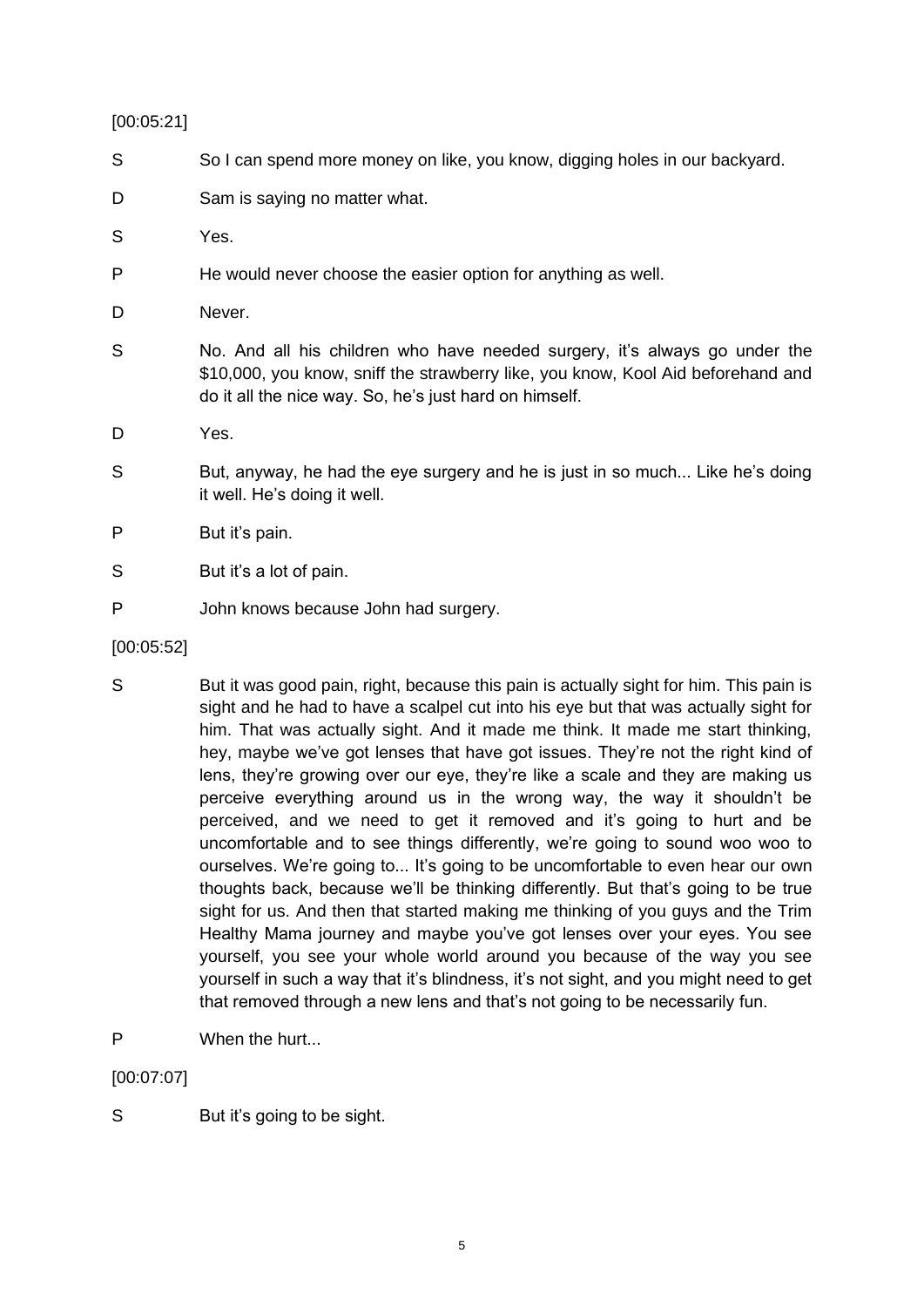[00:05:21]

S So I can spend more money on like, you know, digging holes in our backyard.

D Sam is saying no matter what.

S Yes.

P He would never choose the easier option for anything as well.

D Never.

S No. And all his children who have needed surgery, it's always go under the $10,000, you know, sniff the strawberry like, you know, Kool Aid beforehand and do it all the nice way. So, he's just hard on himself.

D Yes.

S But, anyway, he had the eye surgery and he is just in so much... Like he's doing it well. He's doing it well.

P But it's pain.

S But it's a lot of pain.

P John knows because John had surgery.

[00:05:52]

S But it was good pain, right, because this pain is actually sight for him. This pain is sight and he had to have a scalpel cut into his eye but that was actually sight for him. That was actually sight. And it made me think. It made me start thinking, hey, maybe we've got lenses that have got issues. They're not the right kind of lens, they're growing over our eye, they're like a scale and they are making us perceive everything around us in the wrong way, the way it shouldn't be perceived, and we need to get it removed and it's going to hurt and be uncomfortable and to see things differently, we're going to sound woo woo to ourselves. We're going to... It's going to be uncomfortable to even hear our own thoughts back, because we'll be thinking differently. But that's going to be true sight for us. And then that started making me thinking of you guys and the Trim Healthy Mama journey and maybe you've got lenses over your eyes. You see yourself, you see your whole world around you because of the way you see yourself in such a way that it's blindness, it's not sight, and you might need to get that removed through a new lens and that's not going to be necessarily fun.

P When the hurt...

[00:07:07]

S But it's going to be sight.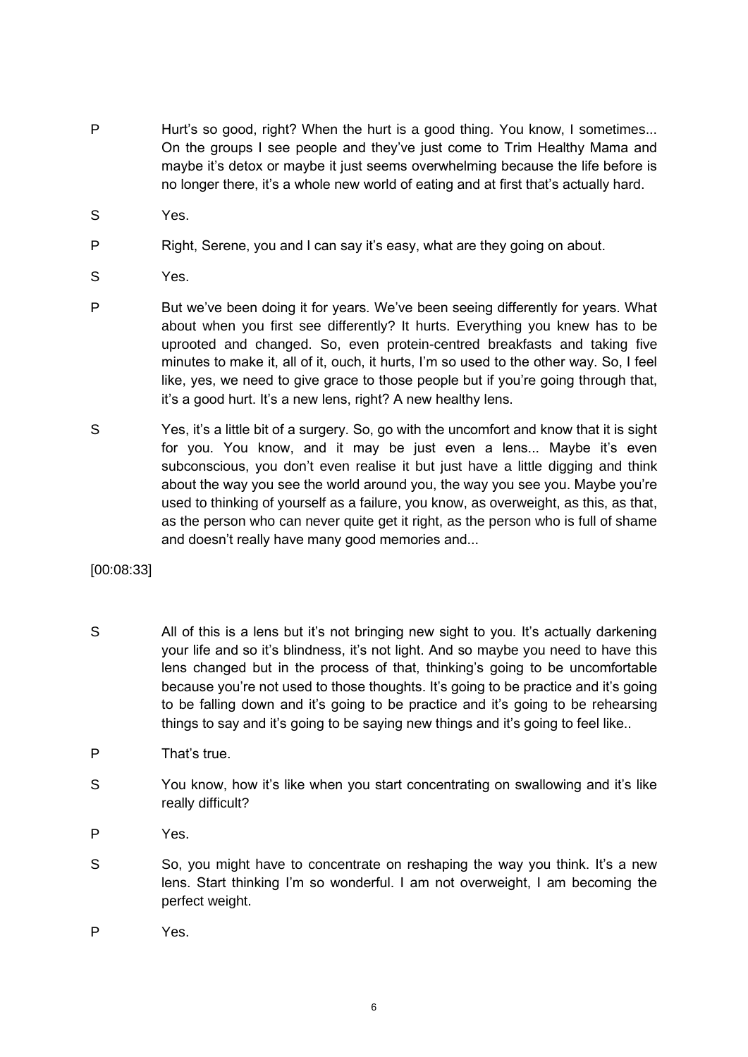P Hurt's so good, right? When the hurt is a good thing. You know, I sometimes... On the groups I see people and they've just come to Trim Healthy Mama and maybe it's detox or maybe it just seems overwhelming because the life before is no longer there, it's a whole new world of eating and at first that's actually hard.

S Yes.

P Right, Serene, you and I can say it's easy, what are they going on about.

S Yes.

P But we've been doing it for years. We've been seeing differently for years. What about when you first see differently? It hurts. Everything you knew has to be uprooted and changed. So, even protein-centred breakfasts and taking five minutes to make it, all of it, ouch, it hurts, I'm so used to the other way. So, I feel like, yes, we need to give grace to those people but if you're going through that, it's a good hurt. It's a new lens, right? A new healthy lens.

S Yes, it's a little bit of a surgery. So, go with the uncomfort and know that it is sight for you. You know, and it may be just even a lens... Maybe it's even subconscious, you don't even realise it but just have a little digging and think about the way you see the world around you, the way you see you. Maybe you're used to thinking of yourself as a failure, you know, as overweight, as this, as that, as the person who can never quite get it right, as the person who is full of shame and doesn't really have many good memories and...

[00:08:33]

S All of this is a lens but it's not bringing new sight to you. It's actually darkening your life and so it's blindness, it's not light. And so maybe you need to have this lens changed but in the process of that, thinking's going to be uncomfortable because you're not used to those thoughts. It's going to be practice and it's going to be falling down and it's going to be practice and it's going to be rehearsing things to say and it's going to be saying new things and it's going to feel like..

P That's true.

S You know, how it's like when you start concentrating on swallowing and it's like really difficult?

P Yes.

S So, you might have to concentrate on reshaping the way you think. It's a new lens. Start thinking I'm so wonderful. I am not overweight, I am becoming the perfect weight.

P Yes.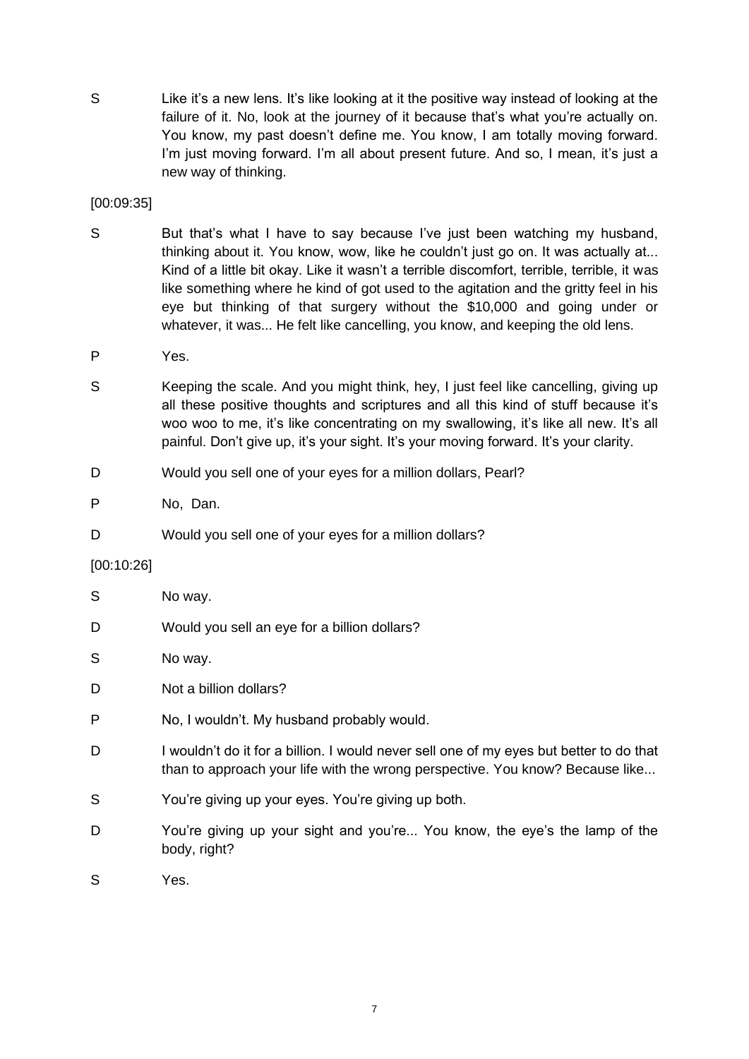S Like it's a new lens. It's like looking at it the positive way instead of looking at the failure of it. No, look at the journey of it because that's what you're actually on. You know, my past doesn't define me. You know, I am totally moving forward. I'm just moving forward. I'm all about present future. And so, I mean, it's just a new way of thinking.

[00:09:35]

S But that's what I have to say because I've just been watching my husband, thinking about it. You know, wow, like he couldn't just go on. It was actually at... Kind of a little bit okay. Like it wasn't a terrible discomfort, terrible, terrible, it was like something where he kind of got used to the agitation and the gritty feel in his eye but thinking of that surgery without the $10,000 and going under or whatever, it was... He felt like cancelling, you know, and keeping the old lens.

P Yes.

S Keeping the scale. And you might think, hey, I just feel like cancelling, giving up all these positive thoughts and scriptures and all this kind of stuff because it's woo woo to me, it's like concentrating on my swallowing, it's like all new. It's all painful. Don't give up, it's your sight. It's your moving forward. It's your clarity.

D Would you sell one of your eyes for a million dollars, Pearl?

P No, Dan.

D Would you sell one of your eyes for a million dollars?

[00:10:26]

S No way.

D Would you sell an eye for a billion dollars?

S No way.

D Not a billion dollars?

P No, I wouldn't. My husband probably would.

D I wouldn't do it for a billion. I would never sell one of my eyes but better to do that than to approach your life with the wrong perspective. You know? Because like...

S You're giving up your eyes. You're giving up both.

D You're giving up your sight and you're... You know, the eye's the lamp of the body, right?

S Yes.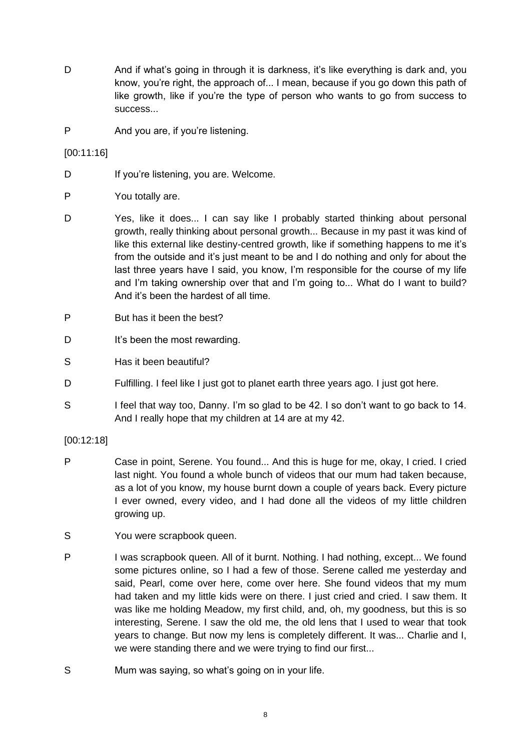D And if what's going in through it is darkness, it's like everything is dark and, you know, you're right, the approach of... I mean, because if you go down this path of like growth, like if you're the type of person who wants to go from success to success...

P And you are, if you're listening.

[00:11:16]

D If you're listening, you are. Welcome.

P You totally are.

D Yes, like it does... I can say like I probably started thinking about personal growth, really thinking about personal growth... Because in my past it was kind of like this external like destiny-centred growth, like if something happens to me it's from the outside and it's just meant to be and I do nothing and only for about the last three years have I said, you know, I'm responsible for the course of my life and I'm taking ownership over that and I'm going to... What do I want to build? And it's been the hardest of all time.

P But has it been the best?

D It's been the most rewarding.

S Has it been beautiful?

D Fulfilling. I feel like I just got to planet earth three years ago. I just got here.

S I feel that way too, Danny. I'm so glad to be 42. I so don't want to go back to 14. And I really hope that my children at 14 are at my 42.

[00:12:18]

P Case in point, Serene. You found... And this is huge for me, okay, I cried. I cried last night. You found a whole bunch of videos that our mum had taken because, as a lot of you know, my house burnt down a couple of years back. Every picture I ever owned, every video, and I had done all the videos of my little children growing up.

S You were scrapbook queen.

P I was scrapbook queen. All of it burnt. Nothing. I had nothing, except... We found some pictures online, so I had a few of those. Serene called me yesterday and said, Pearl, come over here, come over here. She found videos that my mum had taken and my little kids were on there. I just cried and cried. I saw them. It was like me holding Meadow, my first child, and, oh, my goodness, but this is so interesting, Serene. I saw the old me, the old lens that I used to wear that took years to change. But now my lens is completely different. It was... Charlie and I, we were standing there and we were trying to find our first...

S Mum was saying, so what's going on in your life.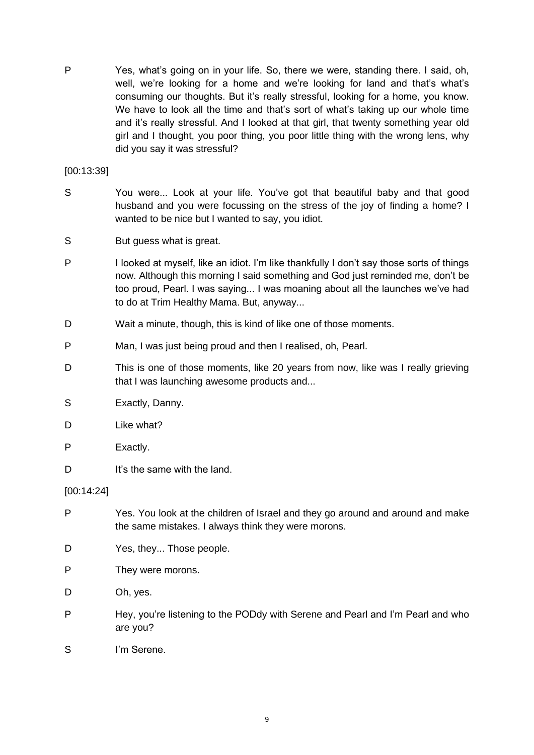P Yes, what's going on in your life. So, there we were, standing there. I said, oh, well, we're looking for a home and we're looking for land and that's what's consuming our thoughts. But it's really stressful, looking for a home, you know. We have to look all the time and that's sort of what's taking up our whole time and it's really stressful. And I looked at that girl, that twenty something year old girl and I thought, you poor thing, you poor little thing with the wrong lens, why did you say it was stressful?

[00:13:39]

S You were... Look at your life. You've got that beautiful baby and that good husband and you were focussing on the stress of the joy of finding a home? I wanted to be nice but I wanted to say, you idiot.

S But guess what is great.

P I looked at myself, like an idiot. I'm like thankfully I don't say those sorts of things now. Although this morning I said something and God just reminded me, don't be too proud, Pearl. I was saying... I was moaning about all the launches we've had to do at Trim Healthy Mama. But, anyway...

D Wait a minute, though, this is kind of like one of those moments.

P Man, I was just being proud and then I realised, oh, Pearl.

D This is one of those moments, like 20 years from now, like was I really grieving that I was launching awesome products and...

S Exactly, Danny.

D Like what?

P Exactly.

D It's the same with the land.

[00:14:24]

P Yes. You look at the children of Israel and they go around and around and make the same mistakes. I always think they were morons.

D Yes, they... Those people.

P They were morons.

D Oh, yes.

P Hey, you're listening to the PODdy with Serene and Pearl and I'm Pearl and who are you?

S I'm Serene.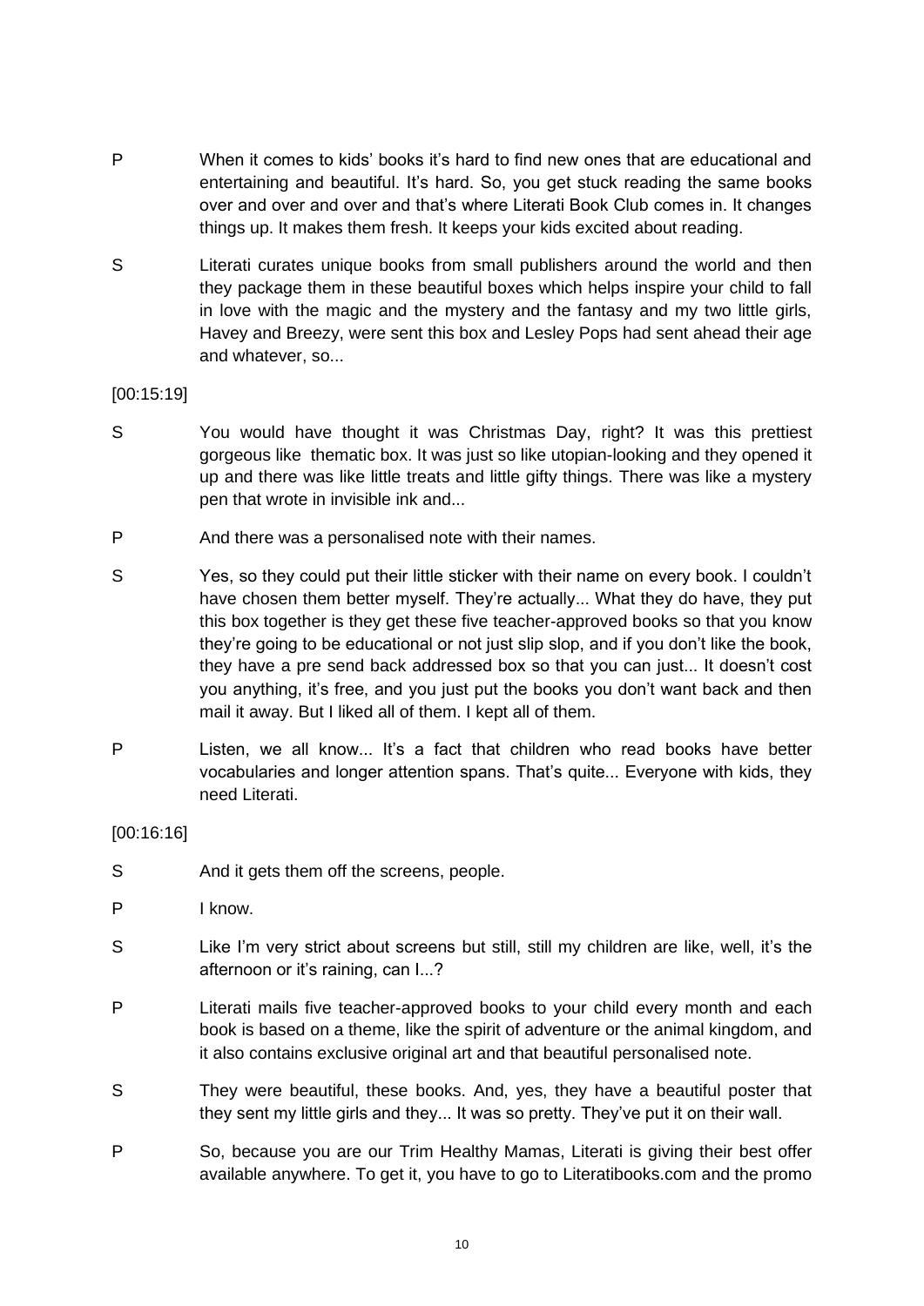P When it comes to kids' books it's hard to find new ones that are educational and entertaining and beautiful. It's hard. So, you get stuck reading the same books over and over and over and that's where Literati Book Club comes in. It changes things up. It makes them fresh. It keeps your kids excited about reading.

S Literati curates unique books from small publishers around the world and then they package them in these beautiful boxes which helps inspire your child to fall in love with the magic and the mystery and the fantasy and my two little girls, Havey and Breezy, were sent this box and Lesley Pops had sent ahead their age and whatever, so...

[00:15:19]

S You would have thought it was Christmas Day, right? It was this prettiest gorgeous like thematic box. It was just so like utopian-looking and they opened it up and there was like little treats and little gifty things. There was like a mystery pen that wrote in invisible ink and...

P And there was a personalised note with their names.

S Yes, so they could put their little sticker with their name on every book. I couldn't have chosen them better myself. They're actually... What they do have, they put this box together is they get these five teacher-approved books so that you know they're going to be educational or not just slip slop, and if you don't like the book, they have a pre send back addressed box so that you can just... It doesn't cost you anything, it's free, and you just put the books you don't want back and then mail it away. But I liked all of them. I kept all of them.

P Listen, we all know... It's a fact that children who read books have better vocabularies and longer attention spans. That's quite... Everyone with kids, they need Literati.

[00:16:16]

S And it gets them off the screens, people.

P I know.

S Like I'm very strict about screens but still, still my children are like, well, it's the afternoon or it's raining, can I...?

P Literati mails five teacher-approved books to your child every month and each book is based on a theme, like the spirit of adventure or the animal kingdom, and it also contains exclusive original art and that beautiful personalised note.

S They were beautiful, these books. And, yes, they have a beautiful poster that they sent my little girls and they... It was so pretty. They've put it on their wall.

P So, because you are our Trim Healthy Mamas, Literati is giving their best offer available anywhere. To get it, you have to go to Literatibooks.com and the promo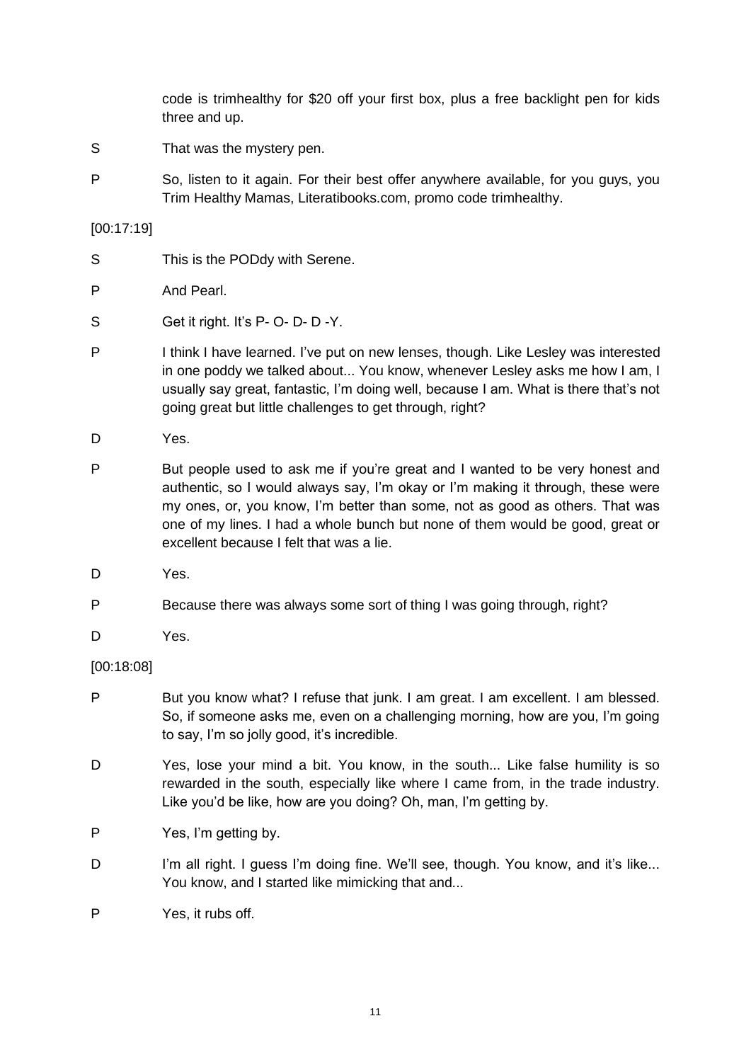code is trimhealthy for $20 off your first box, plus a free backlight pen for kids three and up.

S That was the mystery pen.

P So, listen to it again. For their best offer anywhere available, for you guys, you Trim Healthy Mamas, Literatibooks.com, promo code trimhealthy.

[00:17:19]

S This is the PODdy with Serene.

P And Pearl.

S Get it right. It's P- O- D- D -Y.

P I think I have learned. I've put on new lenses, though. Like Lesley was interested in one poddy we talked about... You know, whenever Lesley asks me how I am, I usually say great, fantastic, I'm doing well, because I am. What is there that's not going great but little challenges to get through, right?

D Yes.

P But people used to ask me if you're great and I wanted to be very honest and authentic, so I would always say, I'm okay or I'm making it through, these were my ones, or, you know, I'm better than some, not as good as others. That was one of my lines. I had a whole bunch but none of them would be good, great or excellent because I felt that was a lie.

D Yes.

P Because there was always some sort of thing I was going through, right?

D Yes.

[00:18:08]

P But you know what? I refuse that junk. I am great. I am excellent. I am blessed. So, if someone asks me, even on a challenging morning, how are you, I'm going to say, I'm so jolly good, it's incredible.

D Yes, lose your mind a bit. You know, in the south... Like false humility is so rewarded in the south, especially like where I came from, in the trade industry. Like you'd be like, how are you doing? Oh, man, I'm getting by.

P Yes, I'm getting by.

D I'm all right. I guess I'm doing fine. We'll see, though. You know, and it's like... You know, and I started like mimicking that and...

P Yes, it rubs off.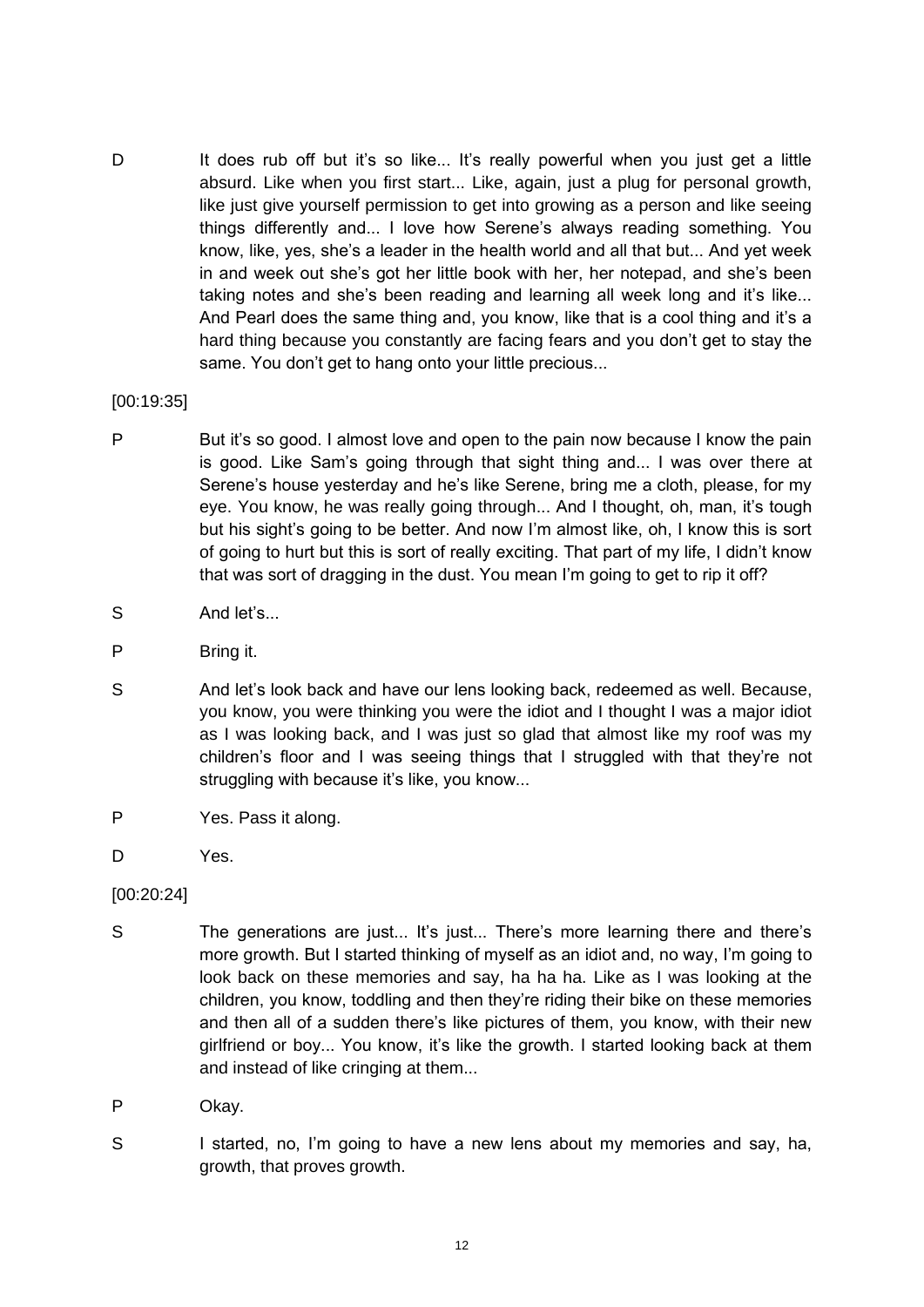D It does rub off but it's so like... It's really powerful when you just get a little absurd. Like when you first start... Like, again, just a plug for personal growth, like just give yourself permission to get into growing as a person and like seeing things differently and... I love how Serene's always reading something. You know, like, yes, she's a leader in the health world and all that but... And yet week in and week out she's got her little book with her, her notepad, and she's been taking notes and she's been reading and learning all week long and it's like... And Pearl does the same thing and, you know, like that is a cool thing and it's a hard thing because you constantly are facing fears and you don't get to stay the same. You don't get to hang onto your little precious...

[00:19:35]

P But it's so good. I almost love and open to the pain now because I know the pain is good. Like Sam's going through that sight thing and... I was over there at Serene's house yesterday and he's like Serene, bring me a cloth, please, for my eye. You know, he was really going through... And I thought, oh, man, it's tough but his sight's going to be better. And now I'm almost like, oh, I know this is sort of going to hurt but this is sort of really exciting. That part of my life, I didn't know that was sort of dragging in the dust. You mean I'm going to get to rip it off?

S And let's...

P Bring it.

S And let's look back and have our lens looking back, redeemed as well. Because, you know, you were thinking you were the idiot and I thought I was a major idiot as I was looking back, and I was just so glad that almost like my roof was my children's floor and I was seeing things that I struggled with that they're not struggling with because it's like, you know...

P Yes. Pass it along.

D Yes.

[00:20:24]

S The generations are just... It's just... There's more learning there and there's more growth. But I started thinking of myself as an idiot and, no way, I'm going to look back on these memories and say, ha ha ha. Like as I was looking at the children, you know, toddling and then they're riding their bike on these memories and then all of a sudden there's like pictures of them, you know, with their new girlfriend or boy... You know, it's like the growth. I started looking back at them and instead of like cringing at them...

P Okay.

S I started, no, I'm going to have a new lens about my memories and say, ha, growth, that proves growth.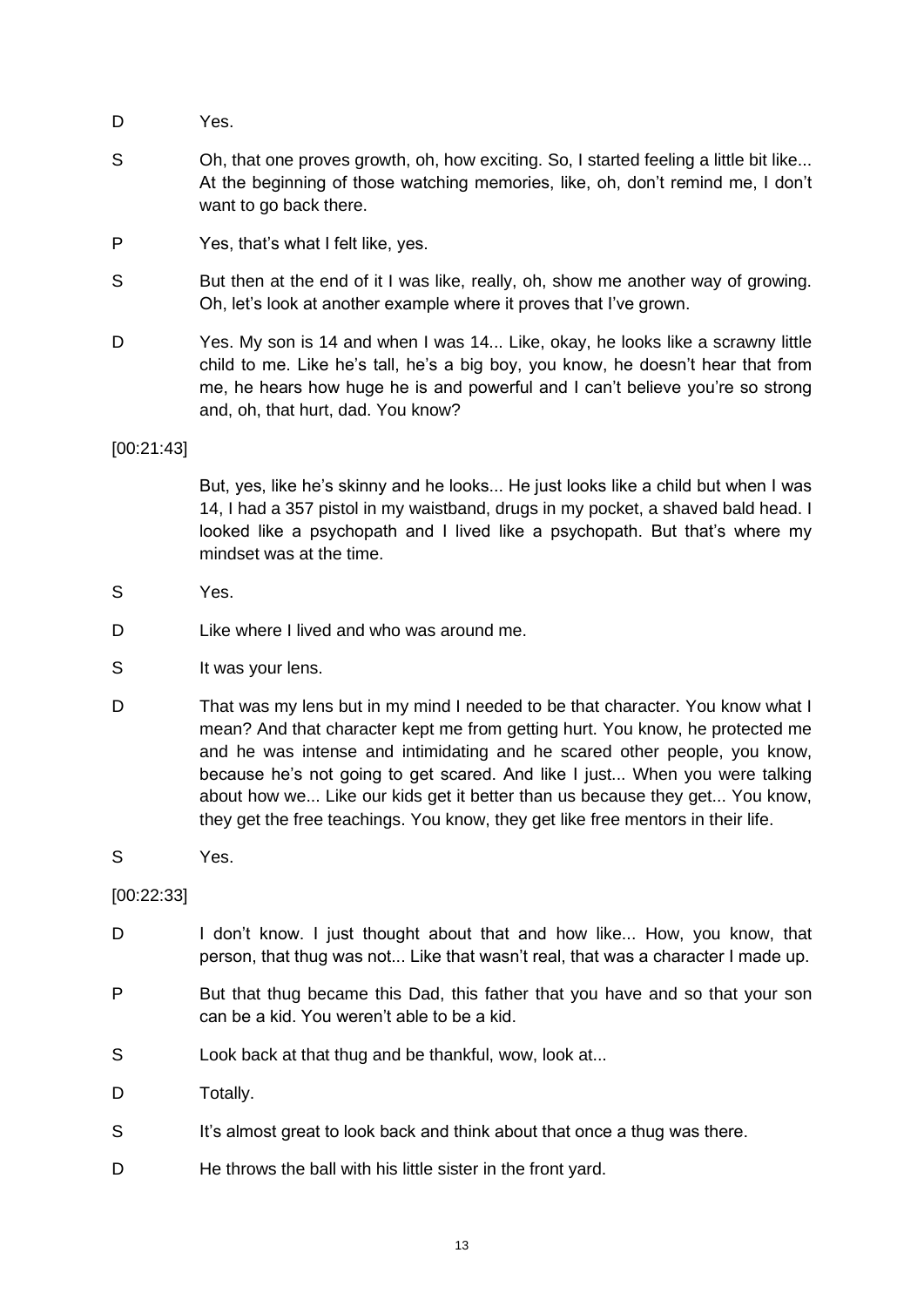D Yes.

S Oh, that one proves growth, oh, how exciting. So, I started feeling a little bit like... At the beginning of those watching memories, like, oh, don't remind me, I don't want to go back there.

P Yes, that's what I felt like, yes.

S But then at the end of it I was like, really, oh, show me another way of growing. Oh, let's look at another example where it proves that I've grown.

D Yes. My son is 14 and when I was 14... Like, okay, he looks like a scrawny little child to me. Like he's tall, he's a big boy, you know, he doesn't hear that from me, he hears how huge he is and powerful and I can't believe you're so strong and, oh, that hurt, dad. You know?

[00:21:43]

But, yes, like he's skinny and he looks... He just looks like a child but when I was 14, I had a 357 pistol in my waistband, drugs in my pocket, a shaved bald head. I looked like a psychopath and I lived like a psychopath. But that's where my mindset was at the time.

S Yes.

D Like where I lived and who was around me.

S It was your lens.

D That was my lens but in my mind I needed to be that character. You know what I mean? And that character kept me from getting hurt. You know, he protected me and he was intense and intimidating and he scared other people, you know, because he's not going to get scared. And like I just... When you were talking about how we... Like our kids get it better than us because they get... You know, they get the free teachings. You know, they get like free mentors in their life.

S Yes.

[00:22:33]

D I don't know. I just thought about that and how like... How, you know, that person, that thug was not... Like that wasn't real, that was a character I made up.

P But that thug became this Dad, this father that you have and so that your son can be a kid. You weren't able to be a kid.

S Look back at that thug and be thankful, wow, look at...

D Totally.

S It's almost great to look back and think about that once a thug was there.

D He throws the ball with his little sister in the front yard.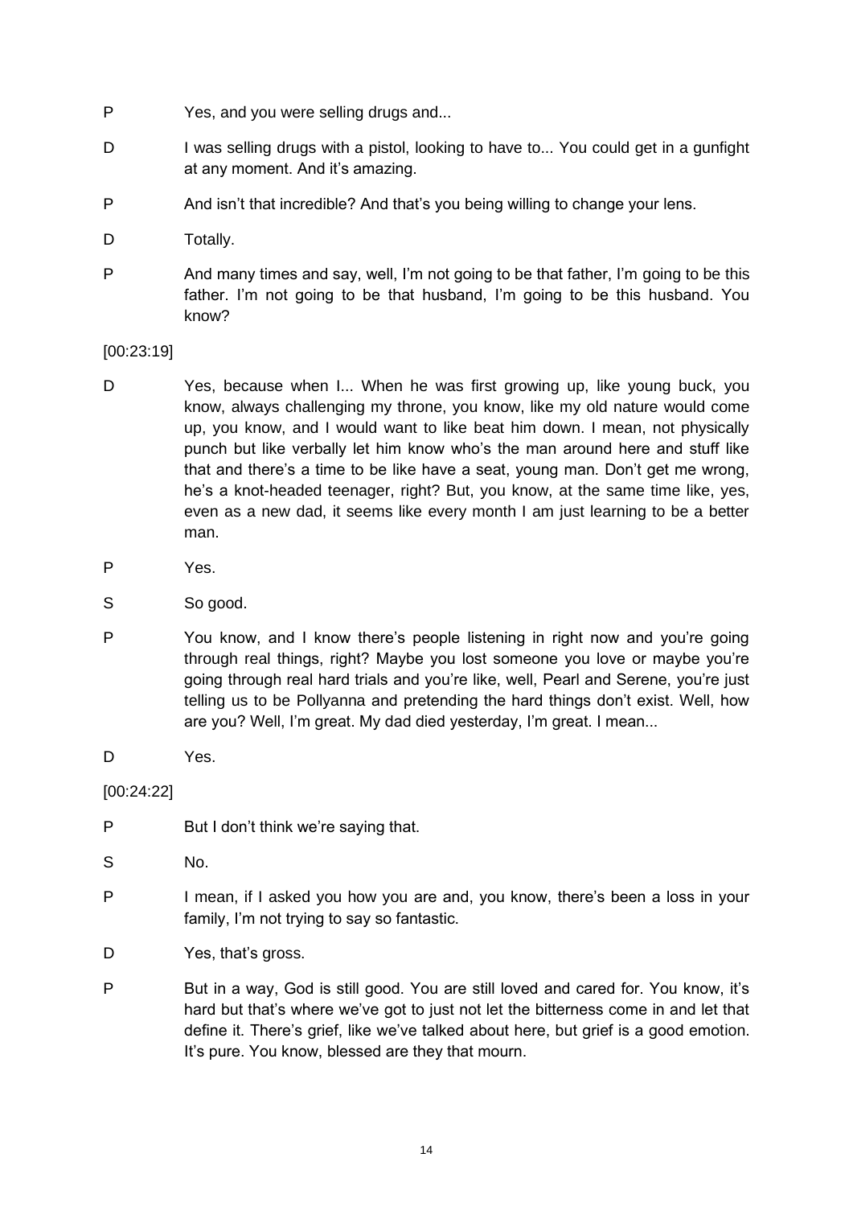P Yes, and you were selling drugs and...

D I was selling drugs with a pistol, looking to have to... You could get in a gunfight at any moment. And it's amazing.

P And isn't that incredible? And that's you being willing to change your lens.

D Totally.

P And many times and say, well, I'm not going to be that father, I'm going to be this father. I'm not going to be that husband, I'm going to be this husband. You know?

[00:23:19]

D Yes, because when I... When he was first growing up, like young buck, you know, always challenging my throne, you know, like my old nature would come up, you know, and I would want to like beat him down. I mean, not physically punch but like verbally let him know who's the man around here and stuff like that and there's a time to be like have a seat, young man. Don't get me wrong, he's a knot-headed teenager, right? But, you know, at the same time like, yes, even as a new dad, it seems like every month I am just learning to be a better man.

P Yes.

S So good.

P You know, and I know there's people listening in right now and you're going through real things, right? Maybe you lost someone you love or maybe you're going through real hard trials and you're like, well, Pearl and Serene, you're just telling us to be Pollyanna and pretending the hard things don't exist. Well, how are you? Well, I'm great. My dad died yesterday, I'm great. I mean...

D Yes.

[00:24:22]

P But I don't think we're saying that.

S No.

P I mean, if I asked you how you are and, you know, there's been a loss in your family, I'm not trying to say so fantastic.

D Yes, that's gross.

P But in a way, God is still good. You are still loved and cared for. You know, it's hard but that's where we've got to just not let the bitterness come in and let that define it. There's grief, like we've talked about here, but grief is a good emotion. It's pure. You know, blessed are they that mourn.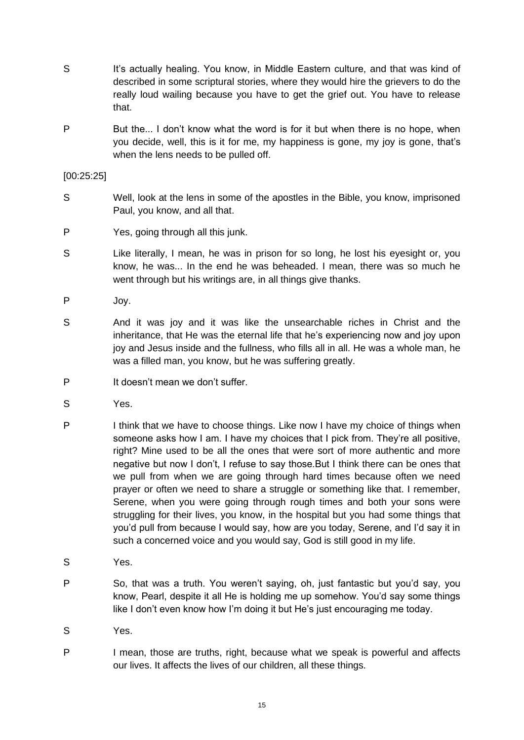S It's actually healing. You know, in Middle Eastern culture, and that was kind of described in some scriptural stories, where they would hire the grievers to do the really loud wailing because you have to get the grief out. You have to release that.

P But the... I don't know what the word is for it but when there is no hope, when you decide, well, this is it for me, my happiness is gone, my joy is gone, that's when the lens needs to be pulled off.

[00:25:25]

S Well, look at the lens in some of the apostles in the Bible, you know, imprisoned Paul, you know, and all that.

P Yes, going through all this junk.

S Like literally, I mean, he was in prison for so long, he lost his eyesight or, you know, he was... In the end he was beheaded. I mean, there was so much he went through but his writings are, in all things give thanks.

P Joy.

S And it was joy and it was like the unsearchable riches in Christ and the inheritance, that He was the eternal life that he's experiencing now and joy upon joy and Jesus inside and the fullness, who fills all in all. He was a whole man, he was a filled man, you know, but he was suffering greatly.

P It doesn't mean we don't suffer.

S Yes.

P I think that we have to choose things. Like now I have my choice of things when someone asks how I am. I have my choices that I pick from. They're all positive, right? Mine used to be all the ones that were sort of more authentic and more negative but now I don't, I refuse to say those.But I think there can be ones that we pull from when we are going through hard times because often we need prayer or often we need to share a struggle or something like that. I remember, Serene, when you were going through rough times and both your sons were struggling for their lives, you know, in the hospital but you had some things that you'd pull from because I would say, how are you today, Serene, and I'd say it in such a concerned voice and you would say, God is still good in my life.

S Yes.

P So, that was a truth. You weren't saying, oh, just fantastic but you'd say, you know, Pearl, despite it all He is holding me up somehow. You'd say some things like I don't even know how I'm doing it but He's just encouraging me today.

S Yes.

P I mean, those are truths, right, because what we speak is powerful and affects our lives. It affects the lives of our children, all these things.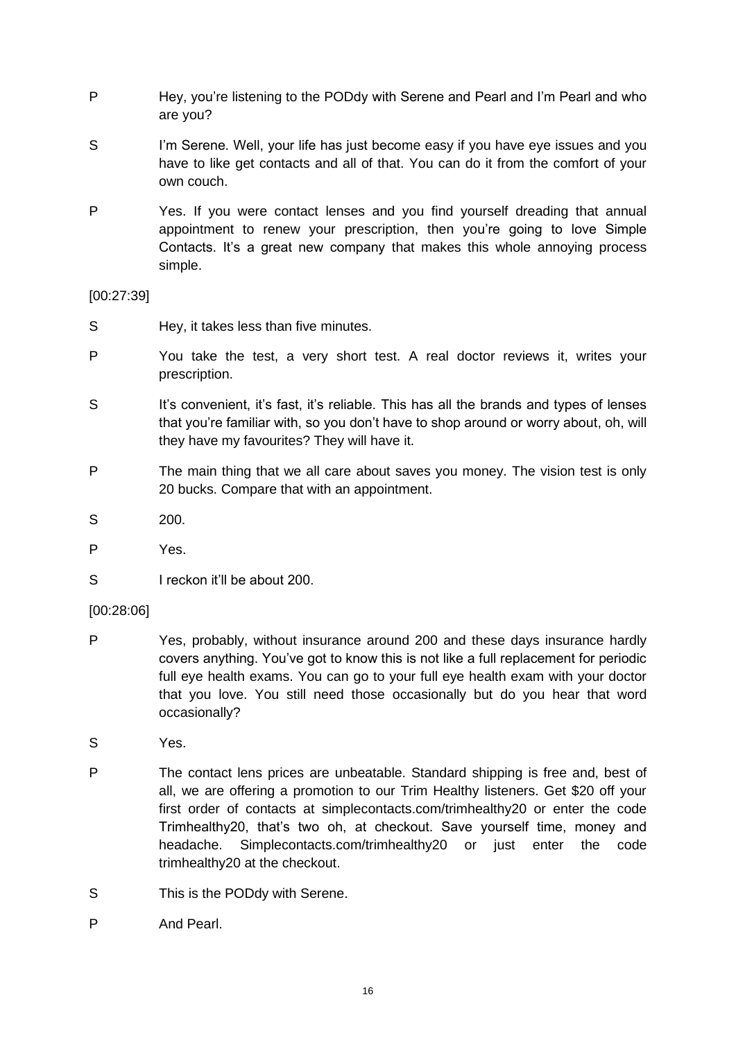P Hey, you're listening to the PODdy with Serene and Pearl and I'm Pearl and who are you?

S I'm Serene. Well, your life has just become easy if you have eye issues and you have to like get contacts and all of that. You can do it from the comfort of your own couch.

P Yes. If you were contact lenses and you find yourself dreading that annual appointment to renew your prescription, then you're going to love Simple Contacts. It's a great new company that makes this whole annoying process simple.

[00:27:39]

S Hey, it takes less than five minutes.

P You take the test, a very short test. A real doctor reviews it, writes your prescription.

S It's convenient, it's fast, it's reliable. This has all the brands and types of lenses that you're familiar with, so you don't have to shop around or worry about, oh, will they have my favourites? They will have it.

P The main thing that we all care about saves you money. The vision test is only 20 bucks. Compare that with an appointment.

S 200.

P Yes.

S I reckon it'll be about 200.

[00:28:06]

P Yes, probably, without insurance around 200 and these days insurance hardly covers anything. You've got to know this is not like a full replacement for periodic full eye health exams. You can go to your full eye health exam with your doctor that you love. You still need those occasionally but do you hear that word occasionally?

S Yes.

P The contact lens prices are unbeatable. Standard shipping is free and, best of all, we are offering a promotion to our Trim Healthy listeners. Get $20 off your first order of contacts at simplecontacts.com/trimhealthy20 or enter the code Trimhealthy20, that's two oh, at checkout. Save yourself time, money and headache. Simplecontacts.com/trimhealthy20 or just enter the code trimhealthy20 at the checkout.

S This is the PODdy with Serene.

P And Pearl.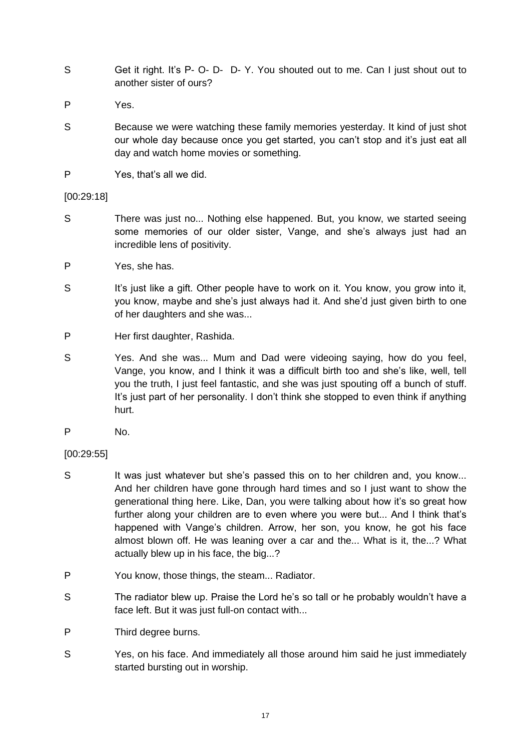S Get it right. It's P- O- D- D- Y. You shouted out to me. Can I just shout out to another sister of ours?

P Yes.

S Because we were watching these family memories yesterday. It kind of just shot our whole day because once you get started, you can't stop and it's just eat all day and watch home movies or something.

P Yes, that's all we did.

[00:29:18]

S There was just no... Nothing else happened. But, you know, we started seeing some memories of our older sister, Vange, and she's always just had an incredible lens of positivity.

P Yes, she has.

S It's just like a gift. Other people have to work on it. You know, you grow into it, you know, maybe and she's just always had it. And she'd just given birth to one of her daughters and she was...

P Her first daughter, Rashida.

S Yes. And she was... Mum and Dad were videoing saying, how do you feel, Vange, you know, and I think it was a difficult birth too and she's like, well, tell you the truth, I just feel fantastic, and she was just spouting off a bunch of stuff. It's just part of her personality. I don't think she stopped to even think if anything hurt.

P No.

[00:29:55]

S It was just whatever but she's passed this on to her children and, you know... And her children have gone through hard times and so I just want to show the generational thing here. Like, Dan, you were talking about how it's so great how further along your children are to even where you were but... And I think that's happened with Vange's children. Arrow, her son, you know, he got his face almost blown off. He was leaning over a car and the... What is it, the...? What actually blew up in his face, the big...?

P You know, those things, the steam... Radiator.

S The radiator blew up. Praise the Lord he's so tall or he probably wouldn't have a face left. But it was just full-on contact with...

P Third degree burns.

S Yes, on his face. And immediately all those around him said he just immediately started bursting out in worship.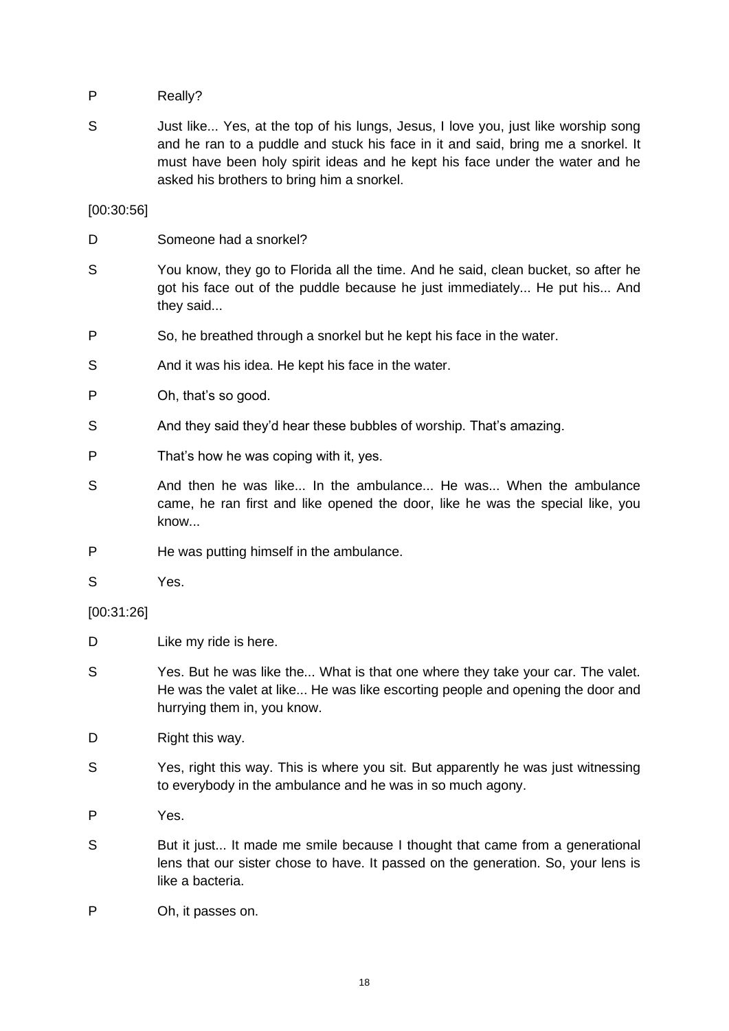P Really?

S Just like... Yes, at the top of his lungs, Jesus, I love you, just like worship song and he ran to a puddle and stuck his face in it and said, bring me a snorkel. It must have been holy spirit ideas and he kept his face under the water and he asked his brothers to bring him a snorkel.

[00:30:56]

D Someone had a snorkel?

S You know, they go to Florida all the time. And he said, clean bucket, so after he got his face out of the puddle because he just immediately... He put his... And they said...

P So, he breathed through a snorkel but he kept his face in the water.

S And it was his idea. He kept his face in the water.

P Oh, that's so good.

S And they said they'd hear these bubbles of worship. That's amazing.

P That's how he was coping with it, yes.

S And then he was like... In the ambulance... He was... When the ambulance came, he ran first and like opened the door, like he was the special like, you know...

P He was putting himself in the ambulance.

S Yes.

[00:31:26]

D Like my ride is here.

S Yes. But he was like the... What is that one where they take your car. The valet. He was the valet at like... He was like escorting people and opening the door and hurrying them in, you know.

D Right this way.

S Yes, right this way. This is where you sit. But apparently he was just witnessing to everybody in the ambulance and he was in so much agony.

P Yes.

S But it just... It made me smile because I thought that came from a generational lens that our sister chose to have. It passed on the generation. So, your lens is like a bacteria.

P Oh, it passes on.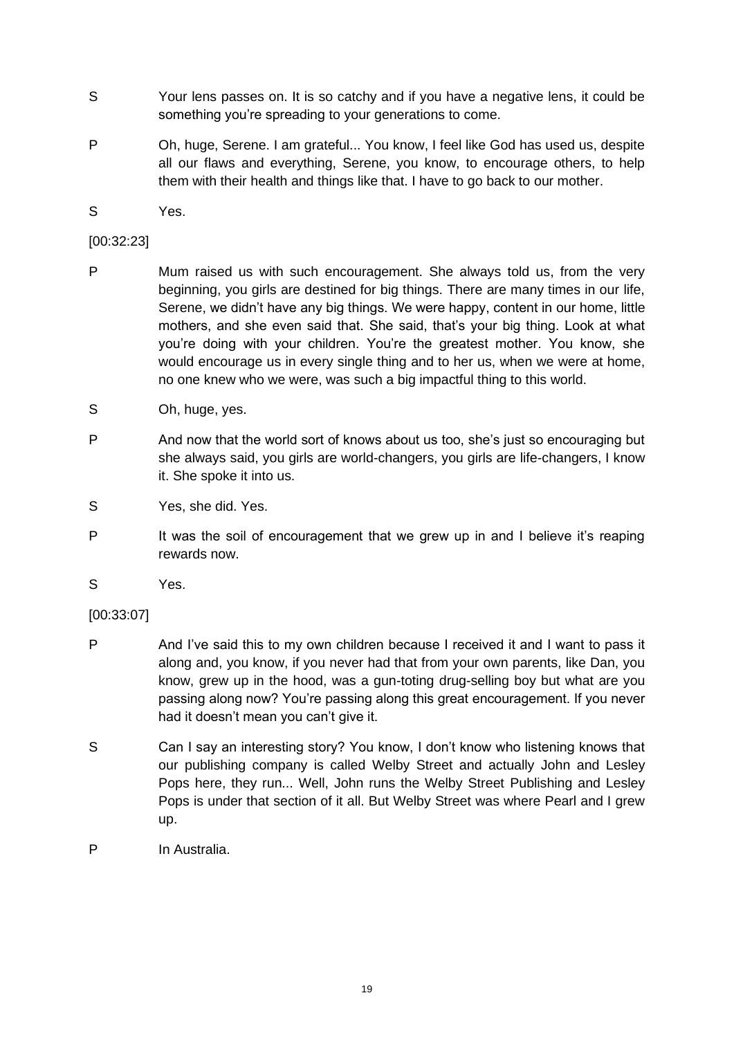S Your lens passes on. It is so catchy and if you have a negative lens, it could be something you're spreading to your generations to come.

P Oh, huge, Serene. I am grateful... You know, I feel like God has used us, despite all our flaws and everything, Serene, you know, to encourage others, to help them with their health and things like that. I have to go back to our mother.

S Yes.

[00:32:23]

P Mum raised us with such encouragement. She always told us, from the very beginning, you girls are destined for big things. There are many times in our life, Serene, we didn't have any big things. We were happy, content in our home, little mothers, and she even said that. She said, that's your big thing. Look at what you're doing with your children. You're the greatest mother. You know, she would encourage us in every single thing and to her us, when we were at home, no one knew who we were, was such a big impactful thing to this world.

S Oh, huge, yes.

P And now that the world sort of knows about us too, she's just so encouraging but she always said, you girls are world-changers, you girls are life-changers, I know it. She spoke it into us.

S Yes, she did. Yes.

P It was the soil of encouragement that we grew up in and I believe it's reaping rewards now.

S Yes.

[00:33:07]

P And I've said this to my own children because I received it and I want to pass it along and, you know, if you never had that from your own parents, like Dan, you know, grew up in the hood, was a gun-toting drug-selling boy but what are you passing along now? You're passing along this great encouragement. If you never had it doesn't mean you can't give it.

S Can I say an interesting story? You know, I don't know who listening knows that our publishing company is called Welby Street and actually John and Lesley Pops here, they run... Well, John runs the Welby Street Publishing and Lesley Pops is under that section of it all. But Welby Street was where Pearl and I grew up.

P In Australia.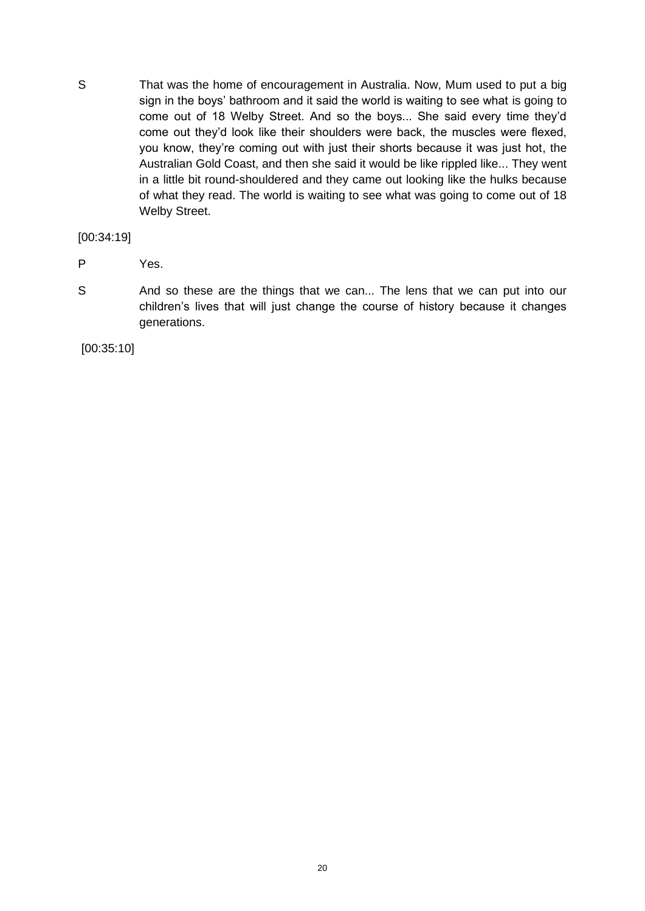S That was the home of encouragement in Australia. Now, Mum used to put a big sign in the boys' bathroom and it said the world is waiting to see what is going to come out of 18 Welby Street. And so the boys... She said every time they'd come out they'd look like their shoulders were back, the muscles were flexed, you know, they're coming out with just their shorts because it was just hot, the Australian Gold Coast, and then she said it would be like rippled like... They went in a little bit round-shouldered and they came out looking like the hulks because of what they read. The world is waiting to see what was going to come out of 18 Welby Street.

[00:34:19]

P Yes.

S And so these are the things that we can... The lens that we can put into our children's lives that will just change the course of history because it changes generations.

[00:35:10]